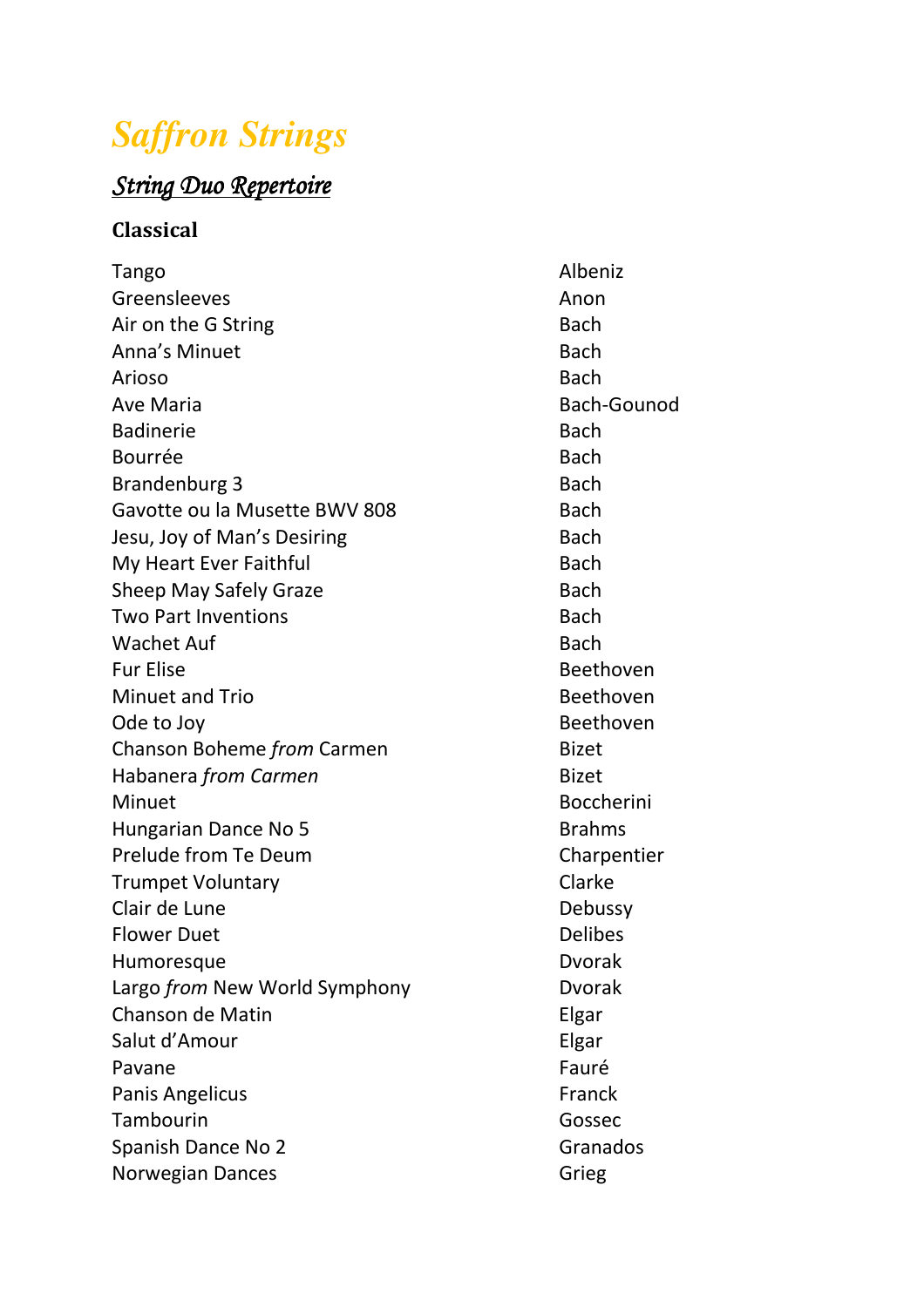# *Saffron Strings*

## *String Duo Repertoire*

### Classical

| | |
|---|---|
| Tango | Albeniz |
| Greensleeves | Anon |
| Air on the G String | Bach |
| Anna's Minuet | Bach |
| Arioso | Bach |
| Ave Maria | Bach-Gounod |
| Badinerie | Bach |
| Bourrée | Bach |
| Brandenburg 3 | Bach |
| Gavotte ou la Musette BWV 808 | Bach |
| Jesu, Joy of Man's Desiring | Bach |
| My Heart Ever Faithful | Bach |
| Sheep May Safely Graze | Bach |
| Two Part Inventions | Bach |
| Wachet Auf | Bach |
| Fur Elise | Beethoven |
| Minuet and Trio | Beethoven |
| Ode to Joy | Beethoven |
| Chanson Boheme *from* Carmen | Bizet |
| Habanera *from Carmen* | Bizet |
| Minuet | Boccherini |
| Hungarian Dance No 5 | Brahms |
| Prelude from Te Deum | Charpentier |
| Trumpet Voluntary | Clarke |
| Clair de Lune | Debussy |
| Flower Duet | Delibes |
| Humoresque | Dvorak |
| Largo *from* New World Symphony | Dvorak |
| Chanson de Matin | Elgar |
| Salut d'Amour | Elgar |
| Pavane | Fauré |
| Panis Angelicus | Franck |
| Tambourin | Gossec |
| Spanish Dance No 2 | Granados |
| Norwegian Dances | Grieg |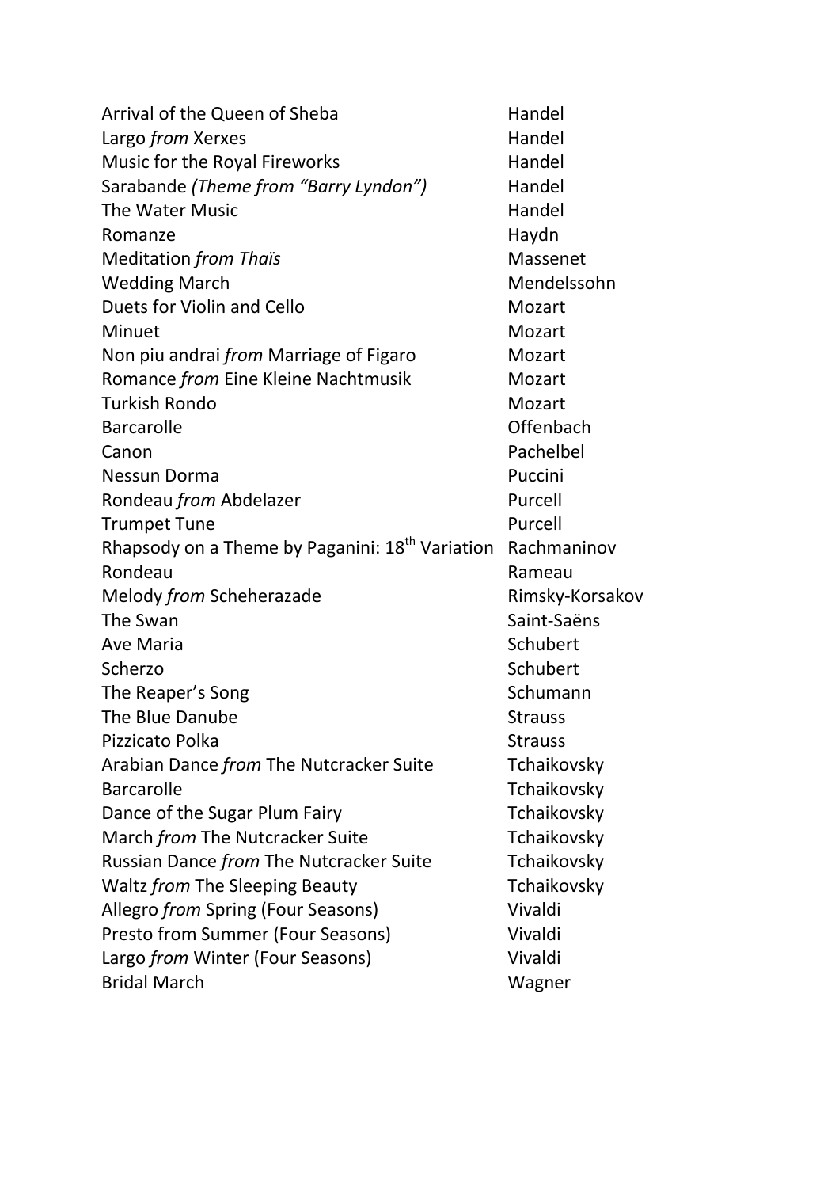| | |
|---|---|
| Arrival of the Queen of Sheba | Handel |
| Largo *from* Xerxes | Handel |
| Music for the Royal Fireworks | Handel |
| Sarabande *(Theme from "Barry Lyndon")* | Handel |
| The Water Music | Handel |
| Romanze | Haydn |
| Meditation *from Thaïs* | Massenet |
| Wedding March | Mendelssohn |
| Duets for Violin and Cello | Mozart |
| Minuet | Mozart |
| Non piu andrai *from* Marriage of Figaro | Mozart |
| Romance *from* Eine Kleine Nachtmusik | Mozart |
| Turkish Rondo | Mozart |
| Barcarolle | Offenbach |
| Canon | Pachelbel |
| Nessun Dorma | Puccini |
| Rondeau *from* Abdelazer | Purcell |
| Trumpet Tune | Purcell |
| Rhapsody on a Theme by Paganini: 18th Variation | Rachmaninov |
| Rondeau | Rameau |
| Melody *from* Scheherazade | Rimsky-Korsakov |
| The Swan | Saint-Saëns |
| Ave Maria | Schubert |
| Scherzo | Schubert |
| The Reaper's Song | Schumann |
| The Blue Danube | Strauss |
| Pizzicato Polka | Strauss |
| Arabian Dance *from* The Nutcracker Suite | Tchaikovsky |
| Barcarolle | Tchaikovsky |
| Dance of the Sugar Plum Fairy | Tchaikovsky |
| March *from* The Nutcracker Suite | Tchaikovsky |
| Russian Dance *from* The Nutcracker Suite | Tchaikovsky |
| Waltz *from* The Sleeping Beauty | Tchaikovsky |
| Allegro *from* Spring (Four Seasons) | Vivaldi |
| Presto from Summer (Four Seasons) | Vivaldi |
| Largo *from* Winter (Four Seasons) | Vivaldi |
| Bridal March | Wagner |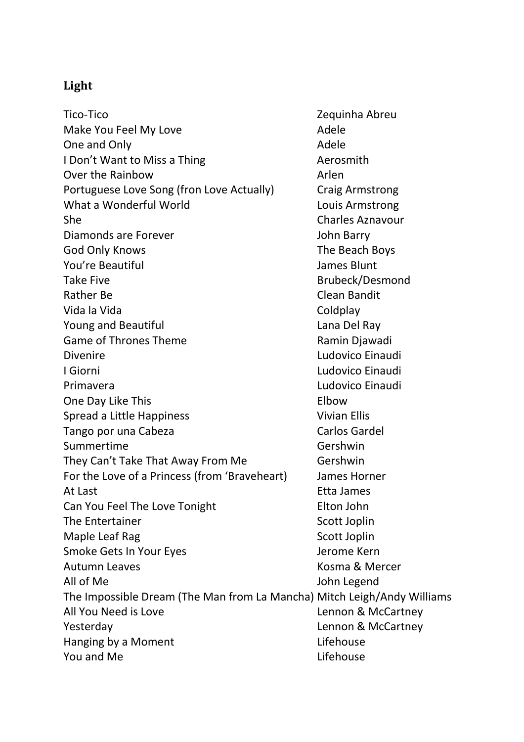## Light

| | |
|---|---|
| Tico-Tico | Zequinha Abreu |
| Make You Feel My Love | Adele |
| One and Only | Adele |
| I Don't Want to Miss a Thing | Aerosmith |
| Over the Rainbow | Arlen |
| Portuguese Love Song (fron Love Actually) | Craig Armstrong |
| What a Wonderful World | Louis Armstrong |
| She | Charles Aznavour |
| Diamonds are Forever | John Barry |
| God Only Knows | The Beach Boys |
| You're Beautiful | James Blunt |
| Take Five | Brubeck/Desmond |
| Rather Be | Clean Bandit |
| Vida la Vida | Coldplay |
| Young and Beautiful | Lana Del Ray |
| Game of Thrones Theme | Ramin Djawadi |
| Divenire | Ludovico Einaudi |
| I Giorni | Ludovico Einaudi |
| Primavera | Ludovico Einaudi |
| One Day Like This | Elbow |
| Spread a Little Happiness | Vivian Ellis |
| Tango por una Cabeza | Carlos Gardel |
| Summertime | Gershwin |
| They Can't Take That Away From Me | Gershwin |
| For the Love of a Princess (from 'Braveheart) | James Horner |
| At Last | Etta James |
| Can You Feel The Love Tonight | Elton John |
| The Entertainer | Scott Joplin |
| Maple Leaf Rag | Scott Joplin |
| Smoke Gets In Your Eyes | Jerome Kern |
| Autumn Leaves | Kosma & Mercer |
| All of Me | John Legend |
| The Impossible Dream (The Man from La Mancha) | Mitch Leigh/Andy Williams |
| All You Need is Love | Lennon & McCartney |
| Yesterday | Lennon & McCartney |
| Hanging by a Moment | Lifehouse |
| You and Me | Lifehouse |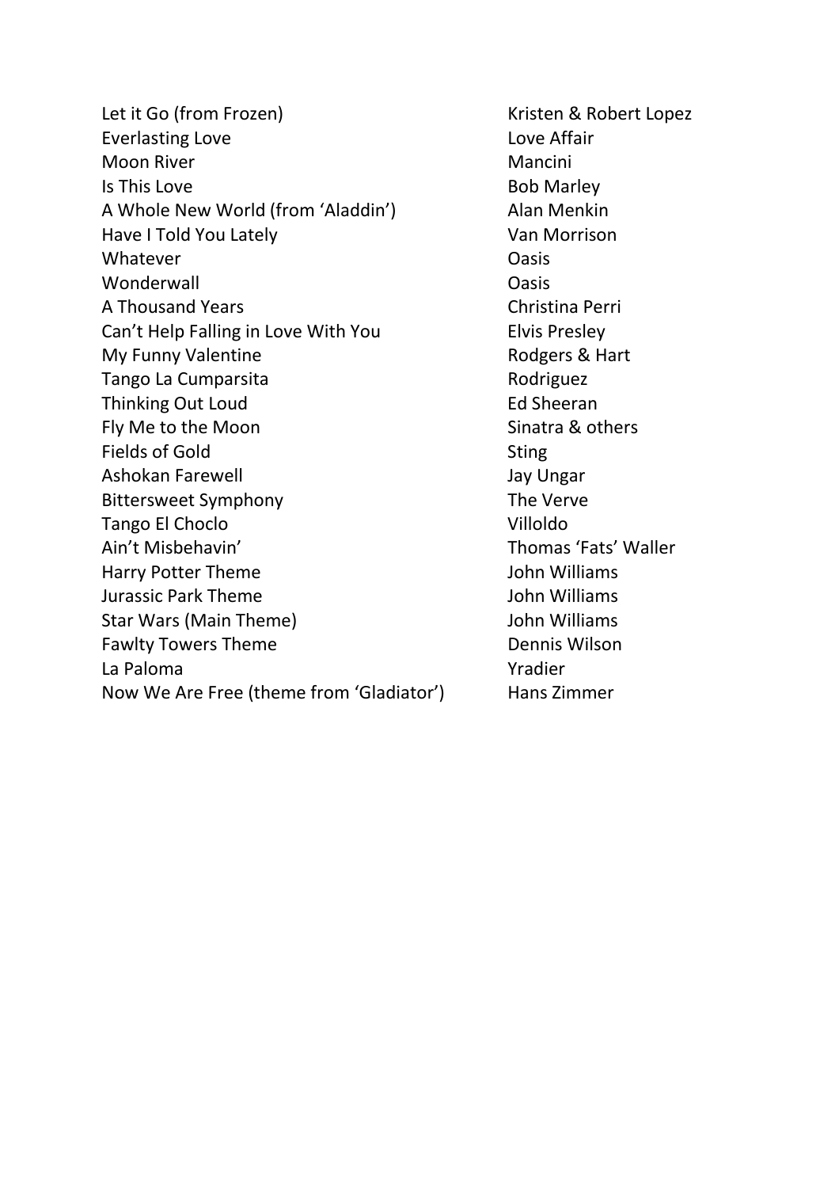| | |
|---|---|
| Let it Go (from Frozen) | Kristen & Robert Lopez |
| Everlasting Love | Love Affair |
| Moon River | Mancini |
| Is This Love | Bob Marley |
| A Whole New World (from 'Aladdin') | Alan Menkin |
| Have I Told You Lately | Van Morrison |
| Whatever | Oasis |
| Wonderwall | Oasis |
| A Thousand Years | Christina Perri |
| Can't Help Falling in Love With You | Elvis Presley |
| My Funny Valentine | Rodgers & Hart |
| Tango La Cumparsita | Rodriguez |
| Thinking Out Loud | Ed Sheeran |
| Fly Me to the Moon | Sinatra & others |
| Fields of Gold | Sting |
| Ashokan Farewell | Jay Ungar |
| Bittersweet Symphony | The Verve |
| Tango El Choclo | Villoldo |
| Ain't Misbehavin' | Thomas 'Fats' Waller |
| Harry Potter Theme | John Williams |
| Jurassic Park Theme | John Williams |
| Star Wars (Main Theme) | John Williams |
| Fawlty Towers Theme | Dennis Wilson |
| La Paloma | Yradier |
| Now We Are Free (theme from 'Gladiator') | Hans Zimmer |